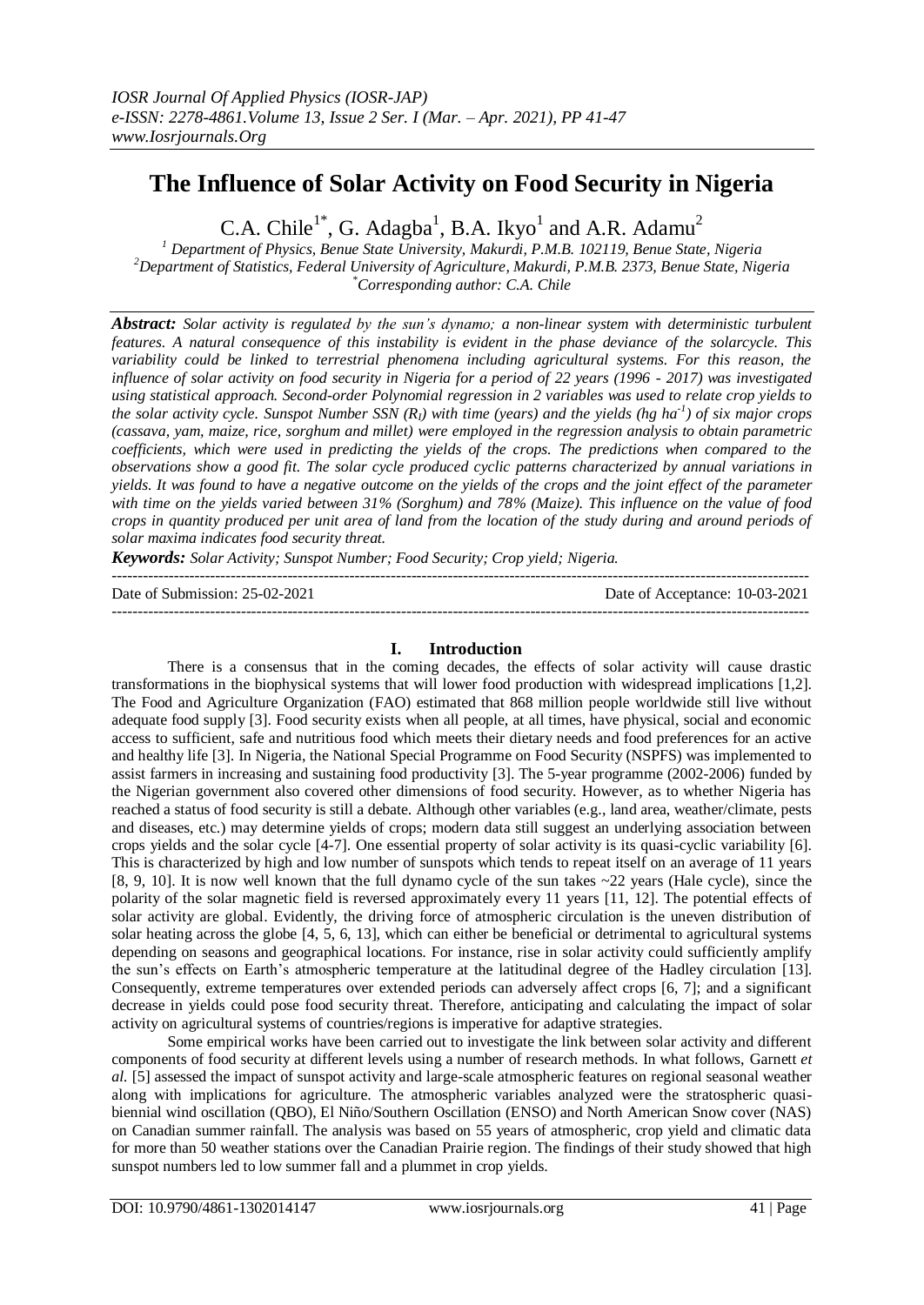# The Influence of Solar Activity on Food Security in Nigeria

C.A. Chile[1*], G. Adagba[1], B.A. Ikyo[1] and A.R. Adamu[2]

[1] Department of Physics, Benue State University, Makurdi, P.M.B. 102119, Benue State, Nigeria
[2] Department of Statistics, Federal University of Agriculture, Makurdi, P.M.B. 2373, Benue State, Nigeria
[*] Corresponding author: C.A. Chile

***Abstract:*** *Solar activity is regulated by the sun's dynamo; a non-linear system with deterministic turbulent features. A natural consequence of this instability is evident in the phase deviance of the solarcycle. This variability could be linked to terrestrial phenomena including agricultural systems. For this reason, the influence of solar activity on food security in Nigeria for a period of 22 years (1996 - 2017) was investigated using statistical approach. Second-order Polynomial regression in 2 variables was used to relate crop yields to the solar activity cycle. Sunspot Number SSN ($R_I$) with time (years) and the yields (hg ha$^{-1}$) of six major crops (cassava, yam, maize, rice, sorghum and millet) were employed in the regression analysis to obtain parametric coefficients, which were used in predicting the yields of the crops. The predictions when compared to the observations show a good fit. The solar cycle produced cyclic patterns characterized by annual variations in yields. It was found to have a negative outcome on the yields of the crops and the joint effect of the parameter with time on the yields varied between 31% (Sorghum) and 78% (Maize). This influence on the value of food crops in quantity produced per unit area of land from the location of the study during and around periods of solar maxima indicates food security threat.*

***Keywords:*** *Solar Activity; Sunspot Number; Food Security; Crop yield; Nigeria.*

Date of Submission: 25-02-2021 | Date of Acceptance: 10-03-2021

## I. Introduction

There is a consensus that in the coming decades, the effects of solar activity will cause drastic transformations in the biophysical systems that will lower food production with widespread implications [1,2]. The Food and Agriculture Organization (FAO) estimated that 868 million people worldwide still live without adequate food supply [3]. Food security exists when all people, at all times, have physical, social and economic access to sufficient, safe and nutritious food which meets their dietary needs and food preferences for an active and healthy life [3]. In Nigeria, the National Special Programme on Food Security (NSPFS) was implemented to assist farmers in increasing and sustaining food productivity [3]. The 5-year programme (2002-2006) funded by the Nigerian government also covered other dimensions of food security. However, as to whether Nigeria has reached a status of food security is still a debate. Although other variables (e.g., land area, weather/climate, pests and diseases, etc.) may determine yields of crops; modern data still suggest an underlying association between crops yields and the solar cycle [4-7]. One essential property of solar activity is its quasi-cyclic variability [6]. This is characterized by high and low number of sunspots which tends to repeat itself on an average of 11 years [8, 9, 10]. It is now well known that the full dynamo cycle of the sun takes ~22 years (Hale cycle), since the polarity of the solar magnetic field is reversed approximately every 11 years [11, 12]. The potential effects of solar activity are global. Evidently, the driving force of atmospheric circulation is the uneven distribution of solar heating across the globe [4, 5, 6, 13], which can either be beneficial or detrimental to agricultural systems depending on seasons and geographical locations. For instance, rise in solar activity could sufficiently amplify the sun's effects on Earth's atmospheric temperature at the latitudinal degree of the Hadley circulation [13]. Consequently, extreme temperatures over extended periods can adversely affect crops [6, 7]; and a significant decrease in yields could pose food security threat. Therefore, anticipating and calculating the impact of solar activity on agricultural systems of countries/regions is imperative for adaptive strategies.

Some empirical works have been carried out to investigate the link between solar activity and different components of food security at different levels using a number of research methods. In what follows, Garnett *et al.* [5] assessed the impact of sunspot activity and large-scale atmospheric features on regional seasonal weather along with implications for agriculture. The atmospheric variables analyzed were the stratospheric quasi-biennial wind oscillation (QBO), El Niño/Southern Oscillation (ENSO) and North American Snow cover (NAS) on Canadian summer rainfall. The analysis was based on 55 years of atmospheric, crop yield and climatic data for more than 50 weather stations over the Canadian Prairie region. The findings of their study showed that high sunspot numbers led to low summer fall and a plummet in crop yields.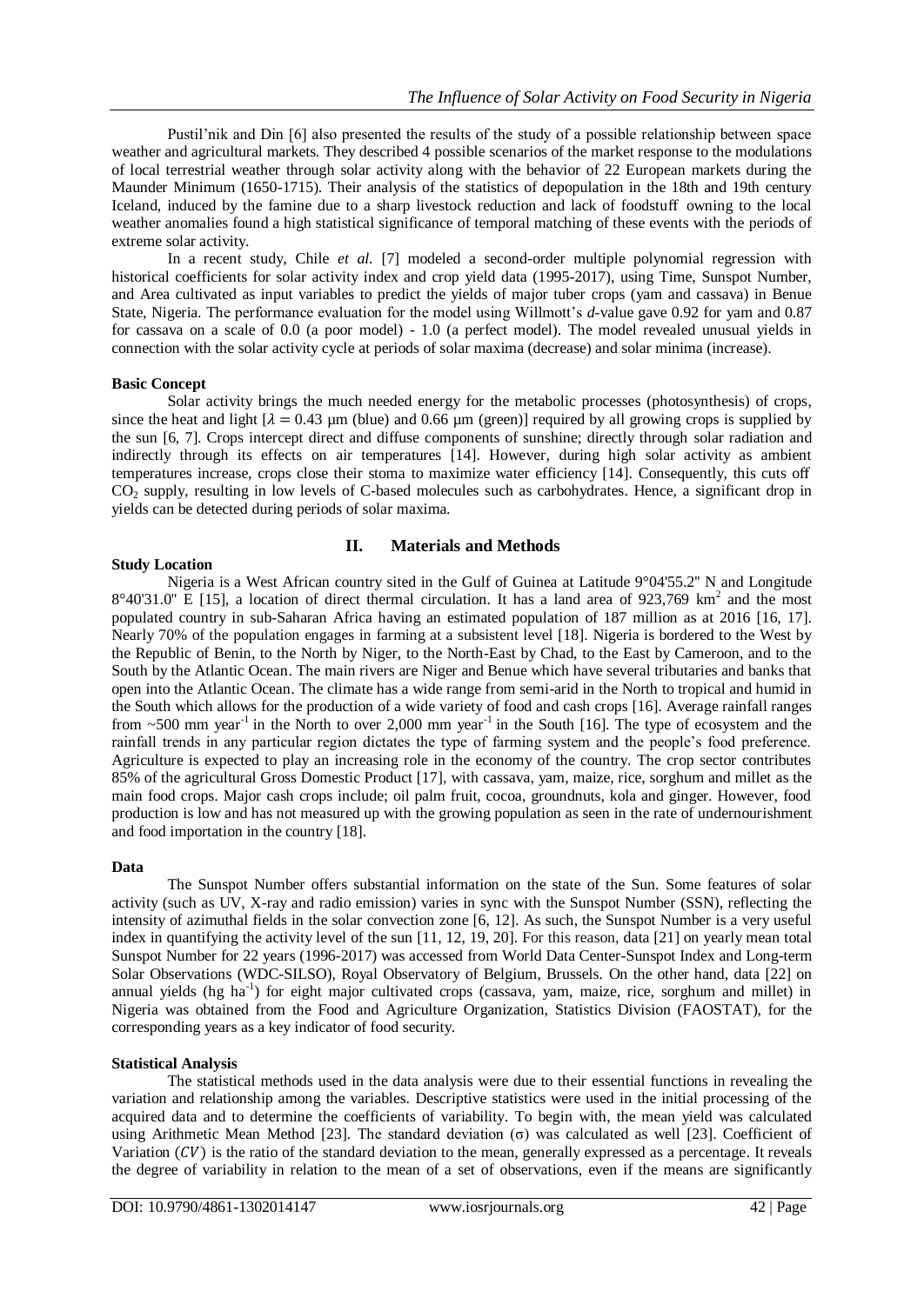Pustil'nik and Din [6] also presented the results of the study of a possible relationship between space weather and agricultural markets. They described 4 possible scenarios of the market response to the modulations of local terrestrial weather through solar activity along with the behavior of 22 European markets during the Maunder Minimum (1650-1715). Their analysis of the statistics of depopulation in the 18th and 19th century Iceland, induced by the famine due to a sharp livestock reduction and lack of foodstuff owning to the local weather anomalies found a high statistical significance of temporal matching of these events with the periods of extreme solar activity.

In a recent study, Chile *et al.* [7] modeled a second-order multiple polynomial regression with historical coefficients for solar activity index and crop yield data (1995-2017), using Time, Sunspot Number, and Area cultivated as input variables to predict the yields of major tuber crops (yam and cassava) in Benue State, Nigeria. The performance evaluation for the model using Willmott's *d*-value gave 0.92 for yam and 0.87 for cassava on a scale of 0.0 (a poor model) - 1.0 (a perfect model). The model revealed unusual yields in connection with the solar activity cycle at periods of solar maxima (decrease) and solar minima (increase).

**Basic Concept**

Solar activity brings the much needed energy for the metabolic processes (photosynthesis) of crops, since the heat and light [$\lambda = 0.43$ μm (blue) and 0.66 μm (green)] required by all growing crops is supplied by the sun [6, 7]. Crops intercept direct and diffuse components of sunshine; directly through solar radiation and indirectly through its effects on air temperatures [14]. However, during high solar activity as ambient temperatures increase, crops close their stoma to maximize water efficiency [14]. Consequently, this cuts off $CO_2$ supply, resulting in low levels of C-based molecules such as carbohydrates. Hence, a significant drop in yields can be detected during periods of solar maxima.

## II. Materials and Methods

**Study Location**

Nigeria is a West African country sited in the Gulf of Guinea at Latitude 9°04'55.2" N and Longitude 8°40'31.0" E [15], a location of direct thermal circulation. It has a land area of 923,769 km$^2$ and the most populated country in sub-Saharan Africa having an estimated population of 187 million as at 2016 [16, 17]. Nearly 70% of the population engages in farming at a subsistent level [18]. Nigeria is bordered to the West by the Republic of Benin, to the North by Niger, to the North-East by Chad, to the East by Cameroon, and to the South by the Atlantic Ocean. The main rivers are Niger and Benue which have several tributaries and banks that open into the Atlantic Ocean. The climate has a wide range from semi-arid in the North to tropical and humid in the South which allows for the production of a wide variety of food and cash crops [16]. Average rainfall ranges from ~500 mm year$^{-1}$ in the North to over 2,000 mm year$^{-1}$ in the South [16]. The type of ecosystem and the rainfall trends in any particular region dictates the type of farming system and the people's food preference. Agriculture is expected to play an increasing role in the economy of the country. The crop sector contributes 85% of the agricultural Gross Domestic Product [17], with cassava, yam, maize, rice, sorghum and millet as the main food crops. Major cash crops include; oil palm fruit, cocoa, groundnuts, kola and ginger. However, food production is low and has not measured up with the growing population as seen in the rate of undernourishment and food importation in the country [18].

**Data**

The Sunspot Number offers substantial information on the state of the Sun. Some features of solar activity (such as UV, X-ray and radio emission) varies in sync with the Sunspot Number (SSN), reflecting the intensity of azimuthal fields in the solar convection zone [6, 12]. As such, the Sunspot Number is a very useful index in quantifying the activity level of the sun [11, 12, 19, 20]. For this reason, data [21] on yearly mean total Sunspot Number for 22 years (1996-2017) was accessed from World Data Center-Sunspot Index and Long-term Solar Observations (WDC-SILSO), Royal Observatory of Belgium, Brussels. On the other hand, data [22] on annual yields (hg ha$^{-1}$) for eight major cultivated crops (cassava, yam, maize, rice, sorghum and millet) in Nigeria was obtained from the Food and Agriculture Organization, Statistics Division (FAOSTAT), for the corresponding years as a key indicator of food security.

**Statistical Analysis**

The statistical methods used in the data analysis were due to their essential functions in revealing the variation and relationship among the variables. Descriptive statistics were used in the initial processing of the acquired data and to determine the coefficients of variability. To begin with, the mean yield was calculated using Arithmetic Mean Method [23]. The standard deviation (σ) was calculated as well [23]. Coefficient of Variation ($CV$) is the ratio of the standard deviation to the mean, generally expressed as a percentage. It reveals the degree of variability in relation to the mean of a set of observations, even if the means are significantly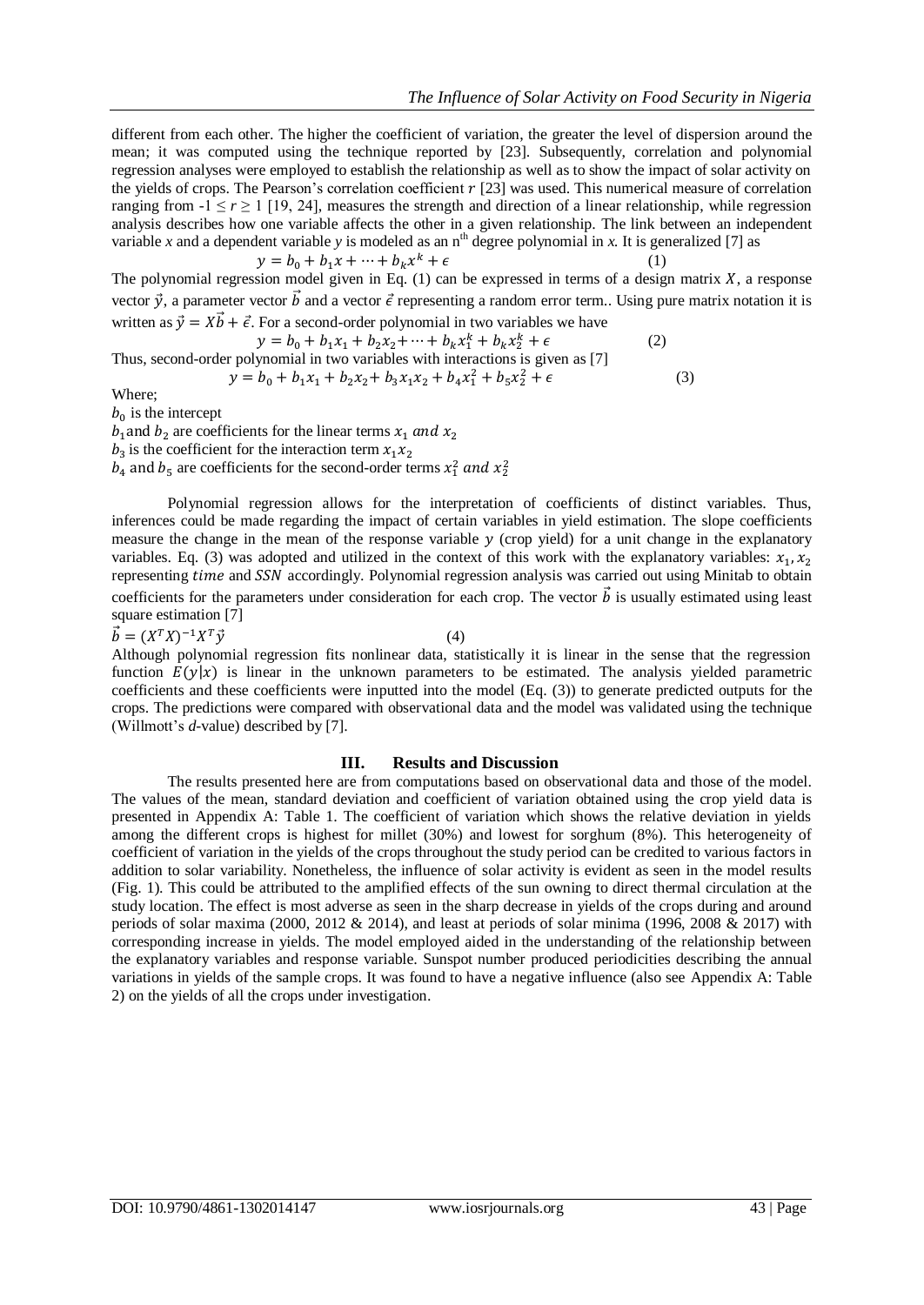different from each other. The higher the coefficient of variation, the greater the level of dispersion around the mean; it was computed using the technique reported by [23]. Subsequently, correlation and polynomial regression analyses were employed to establish the relationship as well as to show the impact of solar activity on the yields of crops. The Pearson's correlation coefficient $r$ [23] was used. This numerical measure of correlation ranging from $-1 \leq r \geq 1$ [19, 24], measures the strength and direction of a linear relationship, while regression analysis describes how one variable affects the other in a given relationship. The link between an independent variable *x* and a dependent variable *y* is modeled as an n[th] degree polynomial in *x*. It is generalized [7] as

$$y = b_0 + b_1 x + \cdots + b_k x^k + \epsilon \quad (1)$$

The polynomial regression model given in Eq. (1) can be expressed in terms of a design matrix $X$, a response vector $\vec{y}$, a parameter vector $\vec{b}$ and a vector $\vec{\epsilon}$ representing a random error term.. Using pure matrix notation it is written as $\vec{y} = X\vec{b} + \vec{\epsilon}$. For a second-order polynomial in two variables we have

$$y = b_0 + b_1 x_1 + b_2 x_2 + \cdots + b_k x_1^k + b_k x_2^k + \epsilon \quad (2)$$

Thus, second-order polynomial in two variables with interactions is given as [7]

$$y = b_0 + b_1 x_1 + b_2 x_2 + b_3 x_1 x_2 + b_4 x_1^2 + b_5 x_2^2 + \epsilon \quad (3)$$

Where;

$b_0$ is the intercept

$b_1$ and $b_2$ are coefficients for the linear terms $x_1$ and $x_2$

$b_3$ is the coefficient for the interaction term $x_1 x_2$

$b_4$ and $b_5$ are coefficients for the second-order terms $x_1^2$ and $x_2^2$

Polynomial regression allows for the interpretation of coefficients of distinct variables. Thus, inferences could be made regarding the impact of certain variables in yield estimation. The slope coefficients measure the change in the mean of the response variable $y$ (crop yield) for a unit change in the explanatory variables. Eq. (3) was adopted and utilized in the context of this work with the explanatory variables: $x_1, x_2$ representing $time$ and $SSN$ accordingly. Polynomial regression analysis was carried out using Minitab to obtain coefficients for the parameters under consideration for each crop. The vector $\vec{b}$ is usually estimated using least square estimation [7]

$$\vec{b} = (X^T X)^{-1} X^T \vec{y} \quad (4)$$

Although polynomial regression fits nonlinear data, statistically it is linear in the sense that the regression function $E(y|x)$ is linear in the unknown parameters to be estimated. The analysis yielded parametric coefficients and these coefficients were inputted into the model (Eq. (3)) to generate predicted outputs for the crops. The predictions were compared with observational data and the model was validated using the technique (Willmott's *d*-value) described by [7].

## III. Results and Discussion

The results presented here are from computations based on observational data and those of the model. The values of the mean, standard deviation and coefficient of variation obtained using the crop yield data is presented in Appendix A: Table 1. The coefficient of variation which shows the relative deviation in yields among the different crops is highest for millet (30%) and lowest for sorghum (8%). This heterogeneity of coefficient of variation in the yields of the crops throughout the study period can be credited to various factors in addition to solar variability. Nonetheless, the influence of solar activity is evident as seen in the model results (Fig. 1). This could be attributed to the amplified effects of the sun owning to direct thermal circulation at the study location. The effect is most adverse as seen in the sharp decrease in yields of the crops during and around periods of solar maxima (2000, 2012 & 2014), and least at periods of solar minima (1996, 2008 & 2017) with corresponding increase in yields. The model employed aided in the understanding of the relationship between the explanatory variables and response variable. Sunspot number produced periodicities describing the annual variations in yields of the sample crops. It was found to have a negative influence (also see Appendix A: Table 2) on the yields of all the crops under investigation.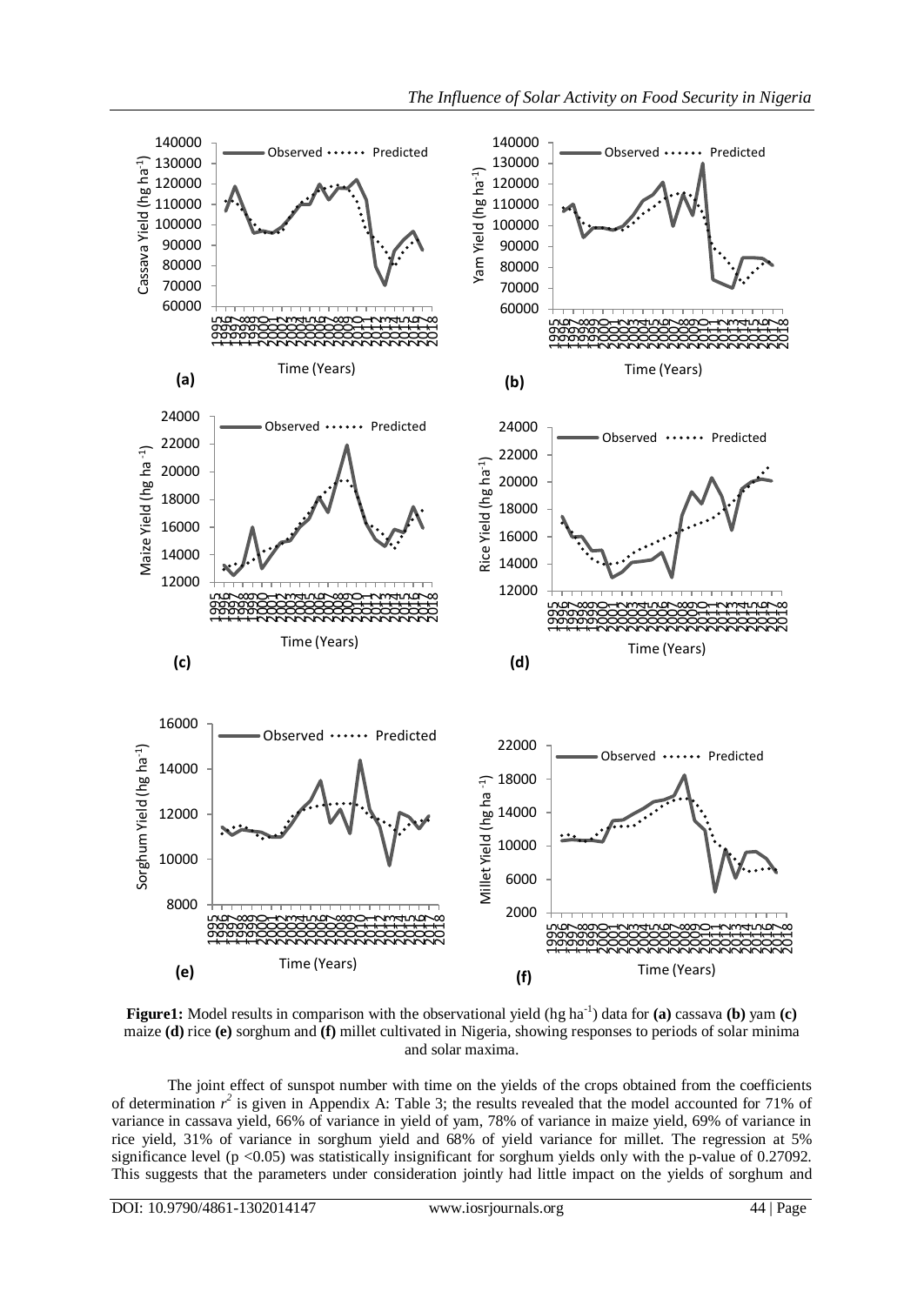**Figure1:** Model results in comparison with the observational yield (hg ha$^{-1}$) data for **(a)** cassava **(b)** yam **(c)** maize **(d)** rice **(e)** sorghum and **(f)** millet cultivated in Nigeria, showing responses to periods of solar minima and solar maxima.

The joint effect of sunspot number with time on the yields of the crops obtained from the coefficients of determination $r^2$ is given in Appendix A: Table 3; the results revealed that the model accounted for 71% of variance in cassava yield, 66% of variance in yield of yam, 78% of variance in maize yield, 69% of variance in rice yield, 31% of variance in sorghum yield and 68% of yield variance for millet. The regression at 5% significance level ($p < 0.05$) was statistically insignificant for sorghum yields only with the p-value of 0.27092. This suggests that the parameters under consideration jointly had little impact on the yields of sorghum and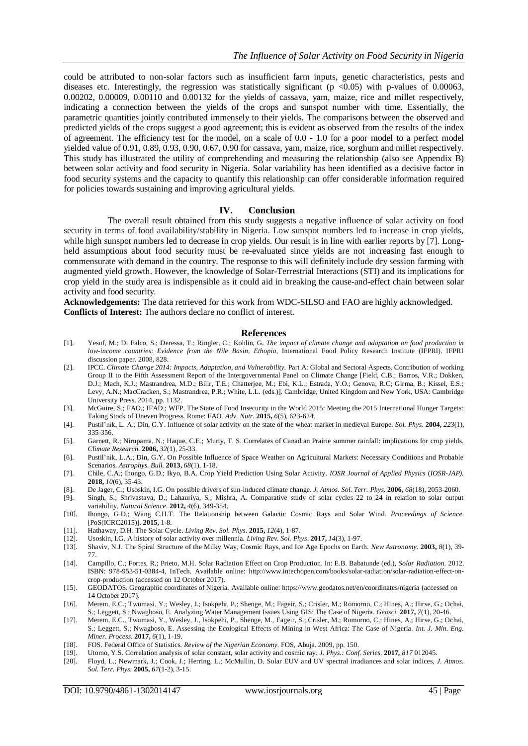could be attributed to non-solar factors such as insufficient farm inputs, genetic characteristics, pests and diseases etc. Interestingly, the regression was statistically significant ($p < 0.05$) with p-values of 0.00063, 0.00202, 0.00009, 0.00110 and 0.00132 for the yields of cassava, yam, maize, rice and millet respectively, indicating a connection between the yields of the crops and sunspot number with time. Essentially, the parametric quantities jointly contributed immensely to their yields. The comparisons between the observed and predicted yields of the crops suggest a good agreement; this is evident as observed from the results of the index of agreement. The efficiency test for the model, on a scale of 0.0 - 1.0 for a poor model to a perfect model yielded value of 0.91, 0.89, 0.93, 0.90, 0.67, 0.90 for cassava, yam, maize, rice, sorghum and millet respectively. This study has illustrated the utility of comprehending and measuring the relationship (also see Appendix B) between solar activity and food security in Nigeria. Solar variability has been identified as a decisive factor in food security systems and the capacity to quantify this relationship can offer considerable information required for policies towards sustaining and improving agricultural yields.

## IV. Conclusion

The overall result obtained from this study suggests a negative influence of solar activity on food security in terms of food availability/stability in Nigeria. Low sunspot numbers led to increase in crop yields, while high sunspot numbers led to decrease in crop yields. Our result is in line with earlier reports by [7]. Long-held assumptions about food security must be re-evaluated since yields are not increasing fast enough to commensurate with demand in the country. The response to this will definitely include dry session farming with augmented yield growth. However, the knowledge of Solar-Terrestrial Interactions (STI) and its implications for crop yield in the study area is indispensible as it could aid in breaking the cause-and-effect chain between solar activity and food security.

**Acknowledgements:** The data retrieved for this work from WDC-SILSO and FAO are highly acknowledged.
**Conflicts of Interest:** The authors declare no conflict of interest.

## References

[1]. Yesuf, M.; Di Falco, S.; Deressa, T.; Ringler, C.; Kohlin, G. *The impact of climate change and adaptation on food production in low-income countries*: *Evidence from the Nile Basin, Ethopia*, International Food Policy Research Institute (IFPRI). IFPRI discussion paper. 2008, 828.

[2]. IPCC. *Climate Change 2014: Impacts, Adaptation, and Vulnerability.* Part A: Global and Sectoral Aspects. Contribution of working Group II to the Fifth Assessment Report of the Intergovernmental Panel on Climate Change [Field, C.B.; Barros, V.R.; Dokken, D.J.; Mach, K.J.; Mastrandrea, M.D.; Bilir, T.E.; Chatterjee, M.; Ebi, K.L.; Estrada, Y.O.; Genova, R.C; Girma, B.; Kissel, E.S.; Levy, A.N.; MacCracken, S.; Mastrandrea, P.R.; White, L.L. (eds.)]. Cambridge, United Kingdom and New York, USA: Cambridge University Press. 2014, pp. 1132.

[3]. McGuire, S.; FAO.; IFAD.; WFP. The State of Food Insecurity in the World 2015: Meeting the 2015 International Hunger Targets: Taking Stock of Uneven Progress. Rome: FAO. *Adv. Nutr.* **2015,** *6*(5), 623-624.

[4]. Pustil'nik, L. A.; Din, G.Y. Influence of solar activity on the state of the wheat market in medieval Europe. *Sol. Phys.* **2004,** *223*(1), 335-356.

[5]. Garnett, R.; Nirupama, N.; Haque, C.E.; Murty, T. S. Correlates of Canadian Prairie summer rainfall: implications for crop yields. *Climate Research.* **2006,** *32*(1), 25-33.

[6]. Pustil'nik, L.A.; Din, G.Y. On Possible Influence of Space Weather on Agricultural Markets: Necessary Conditions and Probable Scenarios. *Astrophys. Bull.* **2013,** *68*(1), 1-18.

[7]. Chile, C.A.; Ihongo, G.D.; Ikyo, B.A. Crop Yield Prediction Using Solar Activity. *IOSR Journal of Applied Physics* (*IOSR-JAP).* **2018,** *10*(6), 35-43.

[8]. De Jager, C.; Usoskin, I.G. On possible drivers of sun-induced climate change. *J. Atmos. Sol. Terr. Phys.* **2006,** *68*(18), 2053-2060.

[9]. Singh, S.; Shrivastava, D.; Lahauriya, S.; Mishra, A. Comparative study of solar cycles 22 to 24 in relation to solar output variability. *Natural Science*. **2012,** *4*(6), 349-354.

[10]. Ihongo, G.D.; Wang C.H.T. The Relationship between Galactic Cosmic Rays and Solar Wind. *Proceedings of Science*. [PoS(ICRC2015)]. **2015,** 1-8.

[11]. Hathaway, D.H. The Solar Cycle. *Living Rev. Sol. Phys*. **2015,** *12*(4), 1-87.

[12]. Usoskin, I.G. A history of solar activity over millennia. *Living Rev. Sol. Phys*. **2017,** *14*(3), 1-97.

[13]. Shaviv, N.J. The Spiral Structure of the Milky Way, Cosmic Rays, and Ice Age Epochs on Earth. *New Astronomy*. **2003,** *8*(1), 39-77.

[14]. Campillo, C.; Fortes, R.; Prieto, M.H. Solar Radiation Effect on Crop Production. In: E.B. Babatunde (ed.), *Solar Radiation.* 2012. ISBN: 978-953-51-0384-4, InTech. Available online: http://www.intechopen.com/books/solar-radiation/solar-radiation-effect-on-crop-production (accessed on 12 October 2017).

[15]. GEODATOS. Geographic coordinates of Nigeria. Available online: https://www.geodatos.net/en/coordinates/nigeria (accessed on 14 October 2017).

[16]. Merem, E.C.; Twumasi, Y.; Wesley, J.; Isokpehi, P.; Shenge, M.; Fageir, S.; Crisler, M.; Romorno, C.; Hines, A.; Hirse, G.; Ochai, S.; Leggett, S.; Nwagboso, E. Analyzing Water Management Issues Using GIS: The Case of Nigeria. *Geosci.* **2017,** *7*(1), 20-46.

[17]. Merem, E.C., Twumasi, Y., Wesley, J., Isokpehi, P., Shenge, M., Fageir, S., Crisler, M.; Romorno, C.; Hines, A.; Hirse, G.; Ochai, S.; Leggett, S.; Nwagboso, E. Assessing the Ecological Effects of Mining in West Africa: The Case of Nigeria. *Int. J. Min. Eng. Miner. Process*. **2017,** *6*(1), 1-19.

[18]. FOS. Federal Office of Statistics. *Review of the Nigerian Economy*. FOS, Abuja. 2009, pp. 150.

[19]. Utomo, Y.S. Correlation analysis of solar constant, solar activity and cosmic ray. *J. Phys.: Conf. Series*. **2017,** *817* 012045.

[20]. Floyd, L.; Newmark, J.; Cook, J.; Herring, L.; McMullin, D. Solar EUV and UV spectral irradiances and solar indices, *J. Atmos. Sol. Terr. Phys.* **2005,** *67*(1-2), 3-15.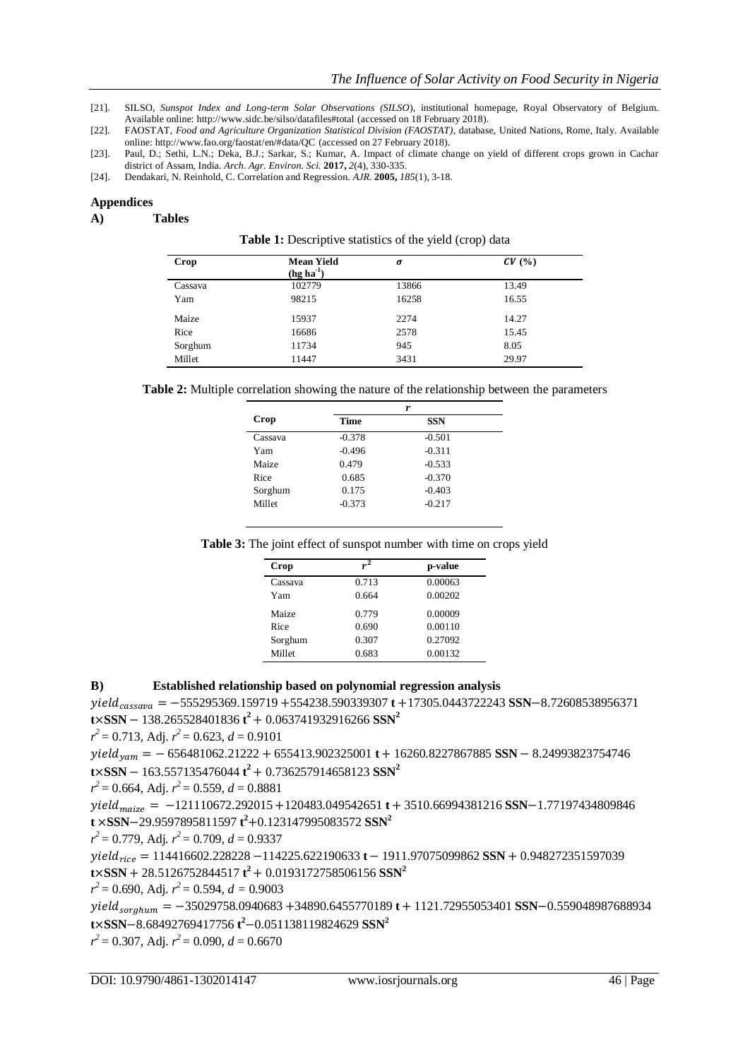[21]. SILSO, *Sunspot Index and Long-term Solar Observations (SILSO)*, institutional homepage, Royal Observatory of Belgium. Available online: http://www.sidc.be/silso/datafiles#total (accessed on 18 February 2018).

[22]. FAOSTAT, *Food and Agriculture Organization Statistical Division (FAOSTAT)*, database, United Nations, Rome, Italy. Available online: http://www.fao.org/faostat/en/#data/QC (accessed on 27 February 2018).

[23]. Paul, D.; Sethi, L.N.; Deka, B.J.; Sarkar, S.; Kumar, A. Impact of climate change on yield of different crops grown in Cachar district of Assam, India. *Arch. Agr. Environ. Sci.* **2017,** *2*(4), 330-335.

[24]. Dendakari, N. Reinhold, C. Correlation and Regression. *AJR.* **2005,** *185*(1), 3-18.

## Appendices

### A) Tables

**Table 1:** Descriptive statistics of the yield (crop) data

| Crop | Mean Yield ($hg\ ha^{-1}$) | $\sigma$ | $CV$ (%) |
|---|---|---|---|
| Cassava | 102779 | 13866 | 13.49 |
| Yam | 98215 | 16258 | 16.55 |
| Maize | 15937 | 2274 | 14.27 |
| Rice | 16686 | 2578 | 15.45 |
| Sorghum | 11734 | 945 | 8.05 |
| Millet | 11447 | 3431 | 29.97 |

**Table 2:** Multiple correlation showing the nature of the relationship between the parameters

| | $r$ | |
|---|---|---|
| Crop | Time | SSN |
| Cassava | -0.378 | -0.501 |
| Yam | -0.496 | -0.311 |
| Maize | 0.479 | -0.533 |
| Rice | 0.685 | -0.370 |
| Sorghum | 0.175 | -0.403 |
| Millet | -0.373 | -0.217 |

**Table 3:** The joint effect of sunspot number with time on crops yield

| Crop | $r^2$ | p-value |
|---|---|---|
| Cassava | 0.713 | 0.00063 |
| Yam | 0.664 | 0.00202 |
| Maize | 0.779 | 0.00009 |
| Rice | 0.690 | 0.00110 |
| Sorghum | 0.307 | 0.27092 |
| Millet | 0.683 | 0.00132 |

### B) Established relationship based on polynomial regression analysis

$$yield_{cassava} = -555295369.159719 + 554238.590339307\ \mathbf{t} + 17305.0443722243\ \mathbf{SSN} - 8.72608538956371\ \mathbf{t}\times\mathbf{SSN} - 138.265528401836\ \mathbf{t}^2 + 0.063741932916266\ \mathbf{SSN}^2$$

$r^2 = 0.713$, Adj. $r^2 = 0.623$, $d = 0.9101$

$$yield_{yam} = -656481062.21222 + 655413.902325001\ \mathbf{t} + 16260.8227867885\ \mathbf{SSN} - 8.24993823754746\ \mathbf{t}\times\mathbf{SSN} - 163.557135476044\ \mathbf{t}^2 + 0.736257914658123\ \mathbf{SSN}^2$$

$r^2 = 0.664$, Adj. $r^2 = 0.559$, $d = 0.8881$

$$yield_{maize} = -121110672.292015 + 120483.049542651\ \mathbf{t} + 3510.66994381216\ \mathbf{SSN} - 1.77197434809846\ \mathbf{t}\times\mathbf{SSN} - 29.9597895811597\ \mathbf{t}^2 + 0.123147995083572\ \mathbf{SSN}^2$$

$r^2 = 0.779$, Adj. $r^2 = 0.709$, $d = 0.9337$

$$yield_{rice} = 114416602.228228 - 114225.622190633\ \mathbf{t} - 1911.97075099862\ \mathbf{SSN} + 0.948272351597039\ \mathbf{t}\times\mathbf{SSN} + 28.5126752844517\ \mathbf{t}^2 + 0.0193172758506156\ \mathbf{SSN}^2$$

$r^2 = 0.690$, Adj. $r^2 = 0.594$, $d = 0.9003$

$$yield_{sorghum} = -35029758.0940683 + 34890.6455770189\ \mathbf{t} + 1121.72955053401\ \mathbf{SSN} - 0.559048987688934\ \mathbf{t}\times\mathbf{SSN} - 8.68492769417756\ \mathbf{t}^2 - 0.051138119824629\ \mathbf{SSN}^2$$

$r^2 = 0.307$, Adj. $r^2 = 0.090$, $d = 0.6670$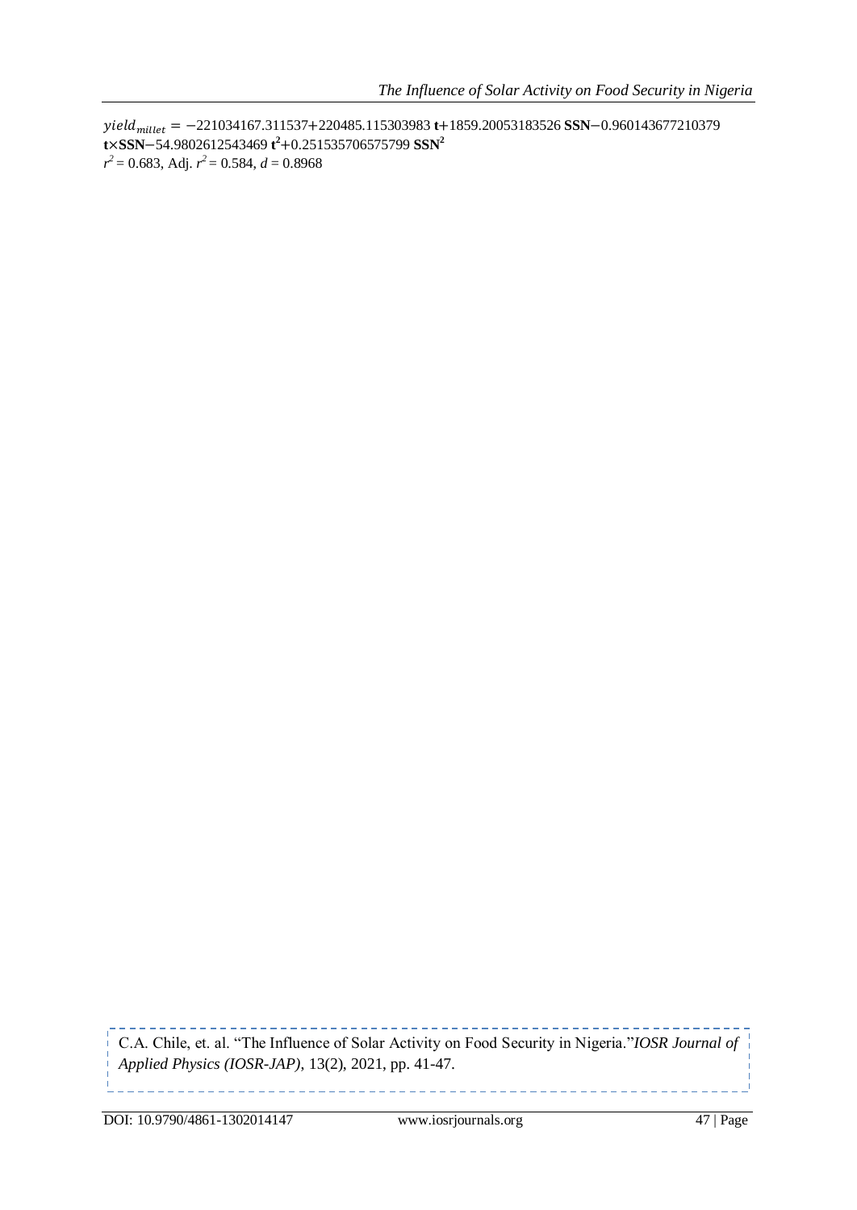$$yield_{millet} = -221034167.311537 + 220485.115303983\,\mathbf{t} + 1859.20053183526\,\mathbf{SSN} - 0.960143677210379\,\mathbf{t}\times\mathbf{SSN} - 54.9802612543469\,\mathbf{t}^2 + 0.251535706575799\,\mathbf{SSN}^2$$

$r^2 = 0.683$, Adj. $r^2 = 0.584$, $d = 0.8968$

C.A. Chile, et. al. "The Influence of Solar Activity on Food Security in Nigeria." *IOSR Journal of Applied Physics (IOSR-JAP)*, 13(2), 2021, pp. 41-47.